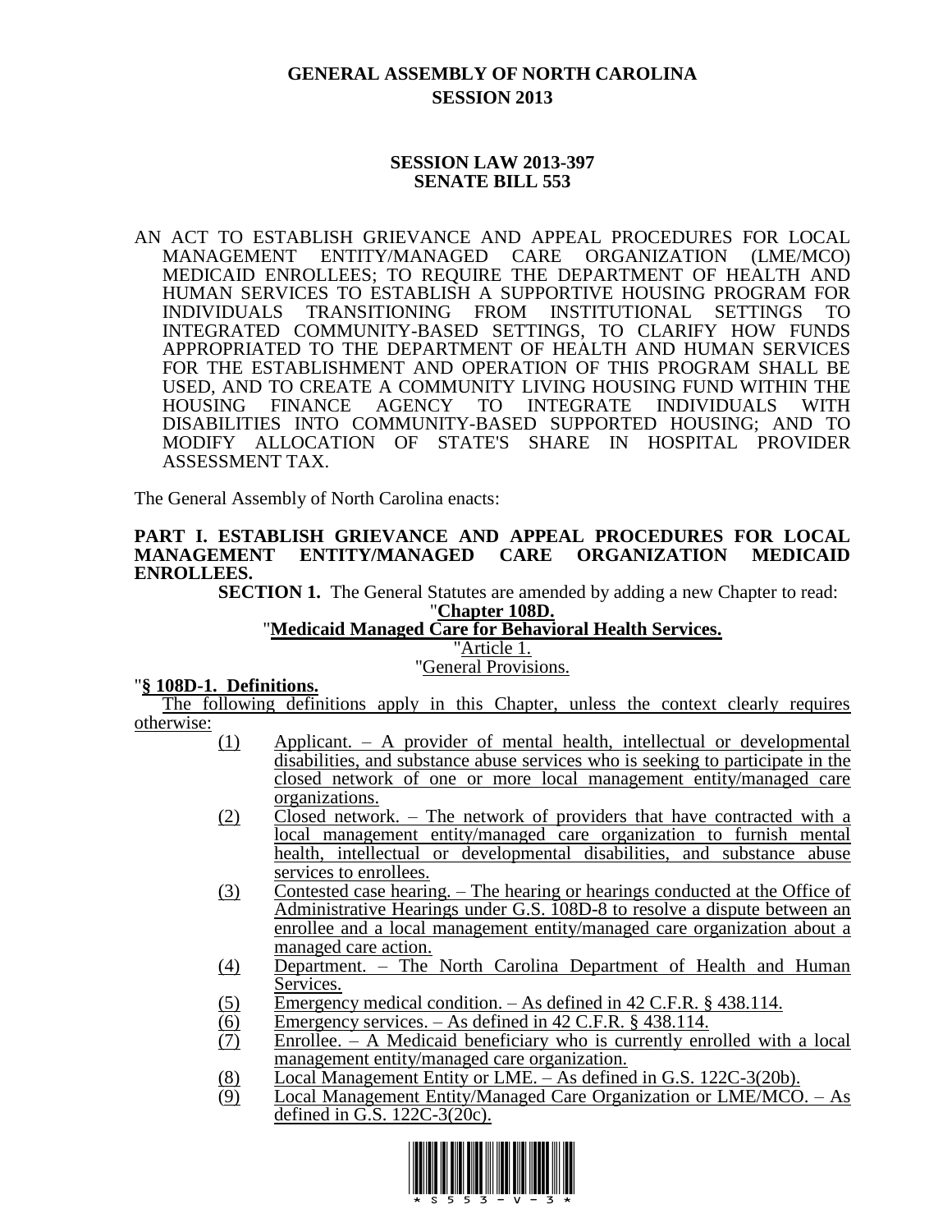# GENERAL ASSEMBLY OF NORTH CAROLINA
## SESSION 2013

### SESSION LAW 2013-397
### SENATE BILL 553

AN ACT TO ESTABLISH GRIEVANCE AND APPEAL PROCEDURES FOR LOCAL MANAGEMENT ENTITY/MANAGED CARE ORGANIZATION (LME/MCO) MEDICAID ENROLLEES; TO REQUIRE THE DEPARTMENT OF HEALTH AND HUMAN SERVICES TO ESTABLISH A SUPPORTIVE HOUSING PROGRAM FOR INDIVIDUALS TRANSITIONING FROM INSTITUTIONAL SETTINGS TO INTEGRATED COMMUNITY-BASED SETTINGS, TO CLARIFY HOW FUNDS APPROPRIATED TO THE DEPARTMENT OF HEALTH AND HUMAN SERVICES FOR THE ESTABLISHMENT AND OPERATION OF THIS PROGRAM SHALL BE USED, AND TO CREATE A COMMUNITY LIVING HOUSING FUND WITHIN THE HOUSING FINANCE AGENCY TO INTEGRATE INDIVIDUALS WITH DISABILITIES INTO COMMUNITY-BASED SUPPORTED HOUSING; AND TO MODIFY ALLOCATION OF STATE'S SHARE IN HOSPITAL PROVIDER ASSESSMENT TAX.

The General Assembly of North Carolina enacts:

**PART I. ESTABLISH GRIEVANCE AND APPEAL PROCEDURES FOR LOCAL MANAGEMENT ENTITY/MANAGED CARE ORGANIZATION MEDICAID ENROLLEES.**

**SECTION 1.** The General Statutes are amended by adding a new Chapter to read:

"**Chapter 108D.**

"**Medicaid Managed Care for Behavioral Health Services.**

"Article 1.

"General Provisions.

"**§ 108D-1. Definitions.**

The following definitions apply in this Chapter, unless the context clearly requires otherwise:

(1) Applicant. – A provider of mental health, intellectual or developmental disabilities, and substance abuse services who is seeking to participate in the closed network of one or more local management entity/managed care organizations.

(2) Closed network. – The network of providers that have contracted with a local management entity/managed care organization to furnish mental health, intellectual or developmental disabilities, and substance abuse services to enrollees.

(3) Contested case hearing. – The hearing or hearings conducted at the Office of Administrative Hearings under G.S. 108D-8 to resolve a dispute between an enrollee and a local management entity/managed care organization about a managed care action.

(4) Department. – The North Carolina Department of Health and Human Services.

(5) Emergency medical condition. – As defined in 42 C.F.R. § 438.114.

(6) Emergency services. – As defined in 42 C.F.R. § 438.114.

(7) Enrollee. – A Medicaid beneficiary who is currently enrolled with a local management entity/managed care organization.

(8) Local Management Entity or LME. – As defined in G.S. 122C-3(20b).

(9) Local Management Entity/Managed Care Organization or LME/MCO. – As defined in G.S. 122C-3(20c).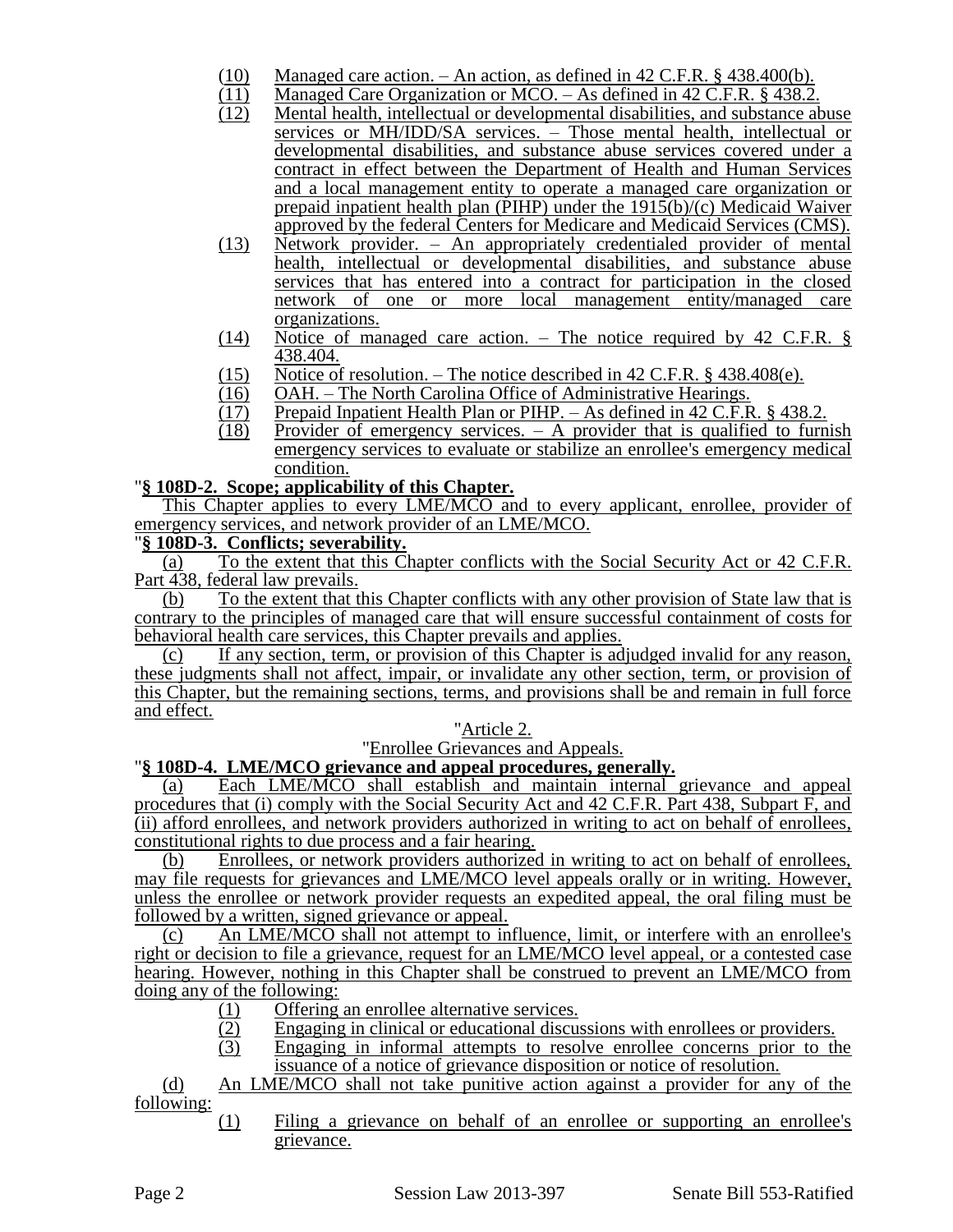(10) Managed care action. – An action, as defined in 42 C.F.R. § 438.400(b).

(11) Managed Care Organization or MCO. – As defined in 42 C.F.R. § 438.2.

(12) Mental health, intellectual or developmental disabilities, and substance abuse services or MH/IDD/SA services. – Those mental health, intellectual or developmental disabilities, and substance abuse services covered under a contract in effect between the Department of Health and Human Services and a local management entity to operate a managed care organization or prepaid inpatient health plan (PIHP) under the 1915(b)/(c) Medicaid Waiver approved by the federal Centers for Medicare and Medicaid Services (CMS).

(13) Network provider. – An appropriately credentialed provider of mental health, intellectual or developmental disabilities, and substance abuse services that has entered into a contract for participation in the closed network of one or more local management entity/managed care organizations.

(14) Notice of managed care action. – The notice required by 42 C.F.R. § 438.404.

(15) Notice of resolution. – The notice described in 42 C.F.R. § 438.408(e).

(16) OAH. – The North Carolina Office of Administrative Hearings.

(17) Prepaid Inpatient Health Plan or PIHP. – As defined in 42 C.F.R. § 438.2.

(18) Provider of emergency services. – A provider that is qualified to furnish emergency services to evaluate or stabilize an enrollee's emergency medical condition.

"**§ 108D-2. Scope; applicability of this Chapter.**

This Chapter applies to every LME/MCO and to every applicant, enrollee, provider of emergency services, and network provider of an LME/MCO.

"**§ 108D-3. Conflicts; severability.**

(a) To the extent that this Chapter conflicts with the Social Security Act or 42 C.F.R. Part 438, federal law prevails.

(b) To the extent that this Chapter conflicts with any other provision of State law that is contrary to the principles of managed care that will ensure successful containment of costs for behavioral health care services, this Chapter prevails and applies.

(c) If any section, term, or provision of this Chapter is adjudged invalid for any reason, these judgments shall not affect, impair, or invalidate any other section, term, or provision of this Chapter, but the remaining sections, terms, and provisions shall be and remain in full force and effect.

"Article 2.

"Enrollee Grievances and Appeals.

"**§ 108D-4. LME/MCO grievance and appeal procedures, generally.**

(a) Each LME/MCO shall establish and maintain internal grievance and appeal procedures that (i) comply with the Social Security Act and 42 C.F.R. Part 438, Subpart F, and (ii) afford enrollees, and network providers authorized in writing to act on behalf of enrollees, constitutional rights to due process and a fair hearing.

(b) Enrollees, or network providers authorized in writing to act on behalf of enrollees, may file requests for grievances and LME/MCO level appeals orally or in writing. However, unless the enrollee or network provider requests an expedited appeal, the oral filing must be followed by a written, signed grievance or appeal.

(c) An LME/MCO shall not attempt to influence, limit, or interfere with an enrollee's right or decision to file a grievance, request for an LME/MCO level appeal, or a contested case hearing. However, nothing in this Chapter shall be construed to prevent an LME/MCO from doing any of the following:

(1) Offering an enrollee alternative services.

(2) Engaging in clinical or educational discussions with enrollees or providers.

(3) Engaging in informal attempts to resolve enrollee concerns prior to the issuance of a notice of grievance disposition or notice of resolution.

(d) An LME/MCO shall not take punitive action against a provider for any of the following:

(1) Filing a grievance on behalf of an enrollee or supporting an enrollee's grievance.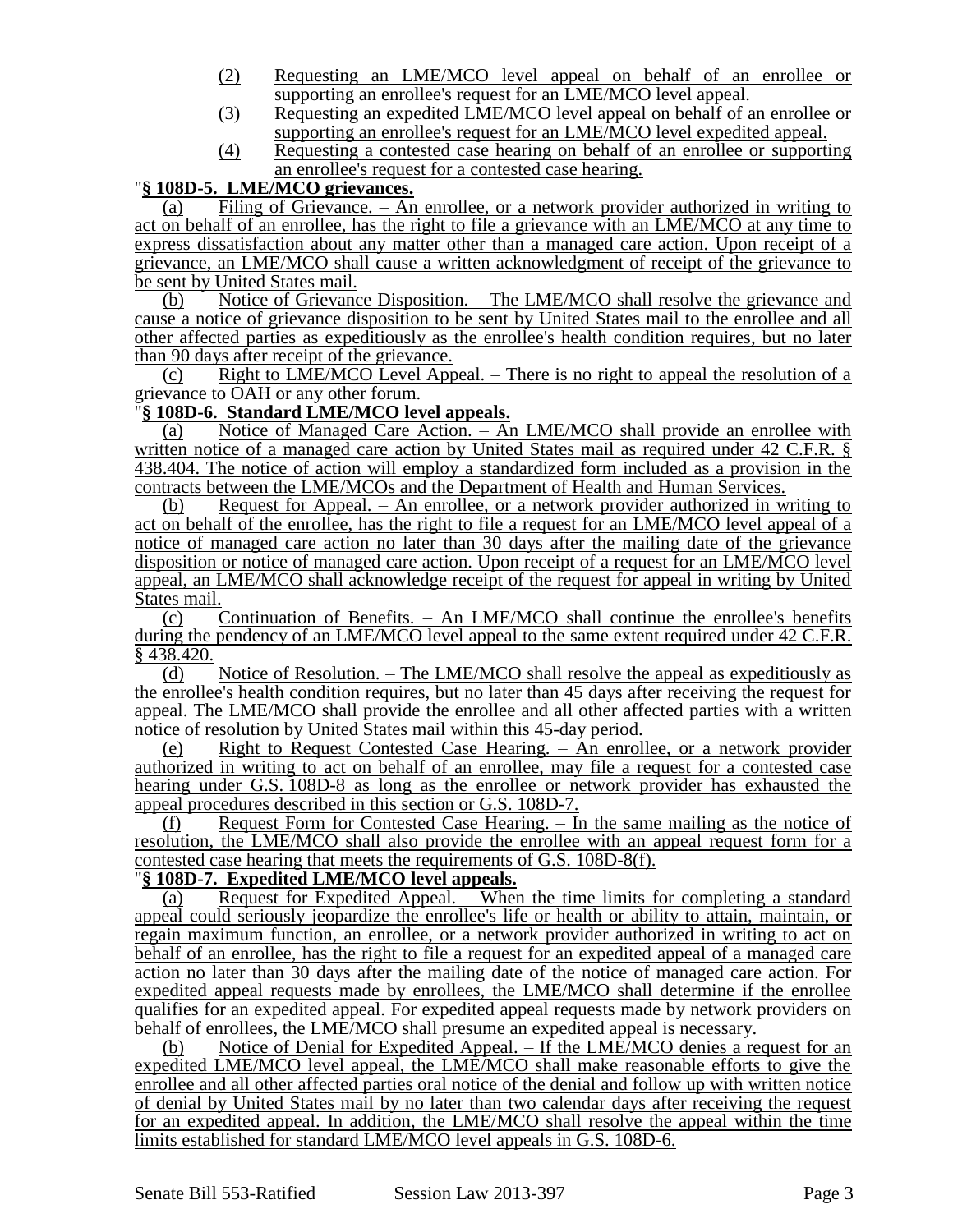(2) Requesting an LME/MCO level appeal on behalf of an enrollee or supporting an enrollee's request for an LME/MCO level appeal.

(3) Requesting an expedited LME/MCO level appeal on behalf of an enrollee or supporting an enrollee's request for an LME/MCO level expedited appeal.

(4) Requesting a contested case hearing on behalf of an enrollee or supporting an enrollee's request for a contested case hearing.

"**§ 108D-5. LME/MCO grievances.**

(a) Filing of Grievance. – An enrollee, or a network provider authorized in writing to act on behalf of an enrollee, has the right to file a grievance with an LME/MCO at any time to express dissatisfaction about any matter other than a managed care action. Upon receipt of a grievance, an LME/MCO shall cause a written acknowledgment of receipt of the grievance to be sent by United States mail.

(b) Notice of Grievance Disposition. – The LME/MCO shall resolve the grievance and cause a notice of grievance disposition to be sent by United States mail to the enrollee and all other affected parties as expeditiously as the enrollee's health condition requires, but no later than 90 days after receipt of the grievance.

(c) Right to LME/MCO Level Appeal. – There is no right to appeal the resolution of a grievance to OAH or any other forum.

"**§ 108D-6. Standard LME/MCO level appeals.**

(a) Notice of Managed Care Action. – An LME/MCO shall provide an enrollee with written notice of a managed care action by United States mail as required under 42 C.F.R. § 438.404. The notice of action will employ a standardized form included as a provision in the contracts between the LME/MCOs and the Department of Health and Human Services.

(b) Request for Appeal. – An enrollee, or a network provider authorized in writing to act on behalf of the enrollee, has the right to file a request for an LME/MCO level appeal of a notice of managed care action no later than 30 days after the mailing date of the grievance disposition or notice of managed care action. Upon receipt of a request for an LME/MCO level appeal, an LME/MCO shall acknowledge receipt of the request for appeal in writing by United States mail.

(c) Continuation of Benefits. – An LME/MCO shall continue the enrollee's benefits during the pendency of an LME/MCO level appeal to the same extent required under 42 C.F.R. § 438.420.

(d) Notice of Resolution. – The LME/MCO shall resolve the appeal as expeditiously as the enrollee's health condition requires, but no later than 45 days after receiving the request for appeal. The LME/MCO shall provide the enrollee and all other affected parties with a written notice of resolution by United States mail within this 45-day period.

(e) Right to Request Contested Case Hearing. – An enrollee, or a network provider authorized in writing to act on behalf of an enrollee, may file a request for a contested case hearing under G.S. 108D-8 as long as the enrollee or network provider has exhausted the appeal procedures described in this section or G.S. 108D-7.

(f) Request Form for Contested Case Hearing. – In the same mailing as the notice of resolution, the LME/MCO shall also provide the enrollee with an appeal request form for a contested case hearing that meets the requirements of G.S. 108D-8(f).

"**§ 108D-7. Expedited LME/MCO level appeals.**

(a) Request for Expedited Appeal. – When the time limits for completing a standard appeal could seriously jeopardize the enrollee's life or health or ability to attain, maintain, or regain maximum function, an enrollee, or a network provider authorized in writing to act on behalf of an enrollee, has the right to file a request for an expedited appeal of a managed care action no later than 30 days after the mailing date of the notice of managed care action. For expedited appeal requests made by enrollees, the LME/MCO shall determine if the enrollee qualifies for an expedited appeal. For expedited appeal requests made by network providers on behalf of enrollees, the LME/MCO shall presume an expedited appeal is necessary.

(b) Notice of Denial for Expedited Appeal. – If the LME/MCO denies a request for an expedited LME/MCO level appeal, the LME/MCO shall make reasonable efforts to give the enrollee and all other affected parties oral notice of the denial and follow up with written notice of denial by United States mail by no later than two calendar days after receiving the request for an expedited appeal. In addition, the LME/MCO shall resolve the appeal within the time limits established for standard LME/MCO level appeals in G.S. 108D-6.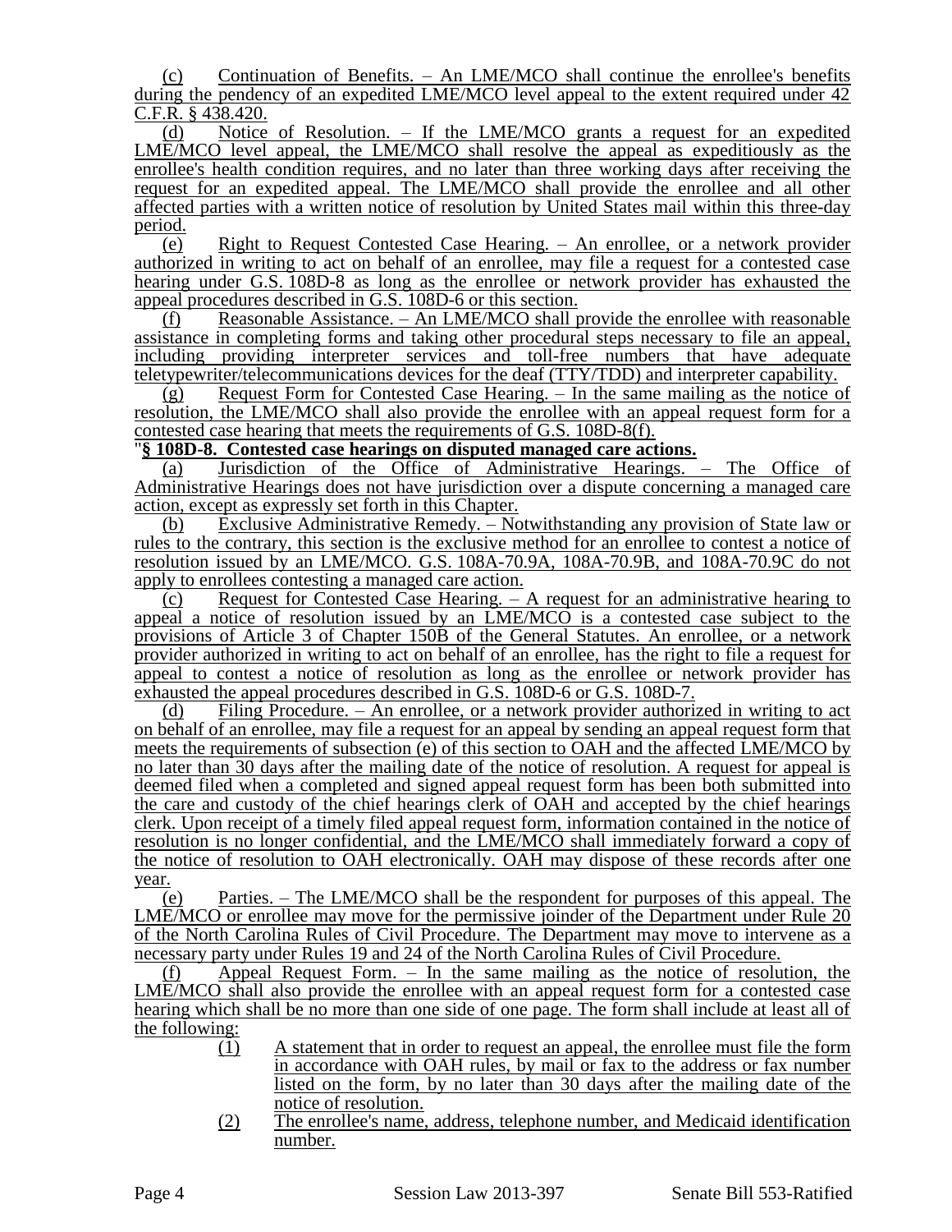(c) Continuation of Benefits. – An LME/MCO shall continue the enrollee's benefits during the pendency of an expedited LME/MCO level appeal to the extent required under 42 C.F.R. § 438.420.

(d) Notice of Resolution. – If the LME/MCO grants a request for an expedited LME/MCO level appeal, the LME/MCO shall resolve the appeal as expeditiously as the enrollee's health condition requires, and no later than three working days after receiving the request for an expedited appeal. The LME/MCO shall provide the enrollee and all other affected parties with a written notice of resolution by United States mail within this three-day period.

(e) Right to Request Contested Case Hearing. – An enrollee, or a network provider authorized in writing to act on behalf of an enrollee, may file a request for a contested case hearing under G.S. 108D-8 as long as the enrollee or network provider has exhausted the appeal procedures described in G.S. 108D-6 or this section.

(f) Reasonable Assistance. – An LME/MCO shall provide the enrollee with reasonable assistance in completing forms and taking other procedural steps necessary to file an appeal, including providing interpreter services and toll-free numbers that have adequate teletypewriter/telecommunications devices for the deaf (TTY/TDD) and interpreter capability.

(g) Request Form for Contested Case Hearing. – In the same mailing as the notice of resolution, the LME/MCO shall also provide the enrollee with an appeal request form for a contested case hearing that meets the requirements of G.S. 108D-8(f).

"**§ 108D-8. Contested case hearings on disputed managed care actions.**

(a) Jurisdiction of the Office of Administrative Hearings. – The Office of Administrative Hearings does not have jurisdiction over a dispute concerning a managed care action, except as expressly set forth in this Chapter.

(b) Exclusive Administrative Remedy. – Notwithstanding any provision of State law or rules to the contrary, this section is the exclusive method for an enrollee to contest a notice of resolution issued by an LME/MCO. G.S. 108A-70.9A, 108A-70.9B, and 108A-70.9C do not apply to enrollees contesting a managed care action.

(c) Request for Contested Case Hearing. – A request for an administrative hearing to appeal a notice of resolution issued by an LME/MCO is a contested case subject to the provisions of Article 3 of Chapter 150B of the General Statutes. An enrollee, or a network provider authorized in writing to act on behalf of an enrollee, has the right to file a request for appeal to contest a notice of resolution as long as the enrollee or network provider has exhausted the appeal procedures described in G.S. 108D-6 or G.S. 108D-7.

(d) Filing Procedure. – An enrollee, or a network provider authorized in writing to act on behalf of an enrollee, may file a request for an appeal by sending an appeal request form that meets the requirements of subsection (e) of this section to OAH and the affected LME/MCO by no later than 30 days after the mailing date of the notice of resolution. A request for appeal is deemed filed when a completed and signed appeal request form has been both submitted into the care and custody of the chief hearings clerk of OAH and accepted by the chief hearings clerk. Upon receipt of a timely filed appeal request form, information contained in the notice of resolution is no longer confidential, and the LME/MCO shall immediately forward a copy of the notice of resolution to OAH electronically. OAH may dispose of these records after one year.

(e) Parties. – The LME/MCO shall be the respondent for purposes of this appeal. The LME/MCO or enrollee may move for the permissive joinder of the Department under Rule 20 of the North Carolina Rules of Civil Procedure. The Department may move to intervene as a necessary party under Rules 19 and 24 of the North Carolina Rules of Civil Procedure.

(f) Appeal Request Form. – In the same mailing as the notice of resolution, the LME/MCO shall also provide the enrollee with an appeal request form for a contested case hearing which shall be no more than one side of one page. The form shall include at least all of the following:

(1) A statement that in order to request an appeal, the enrollee must file the form in accordance with OAH rules, by mail or fax to the address or fax number listed on the form, by no later than 30 days after the mailing date of the notice of resolution.

(2) The enrollee's name, address, telephone number, and Medicaid identification number.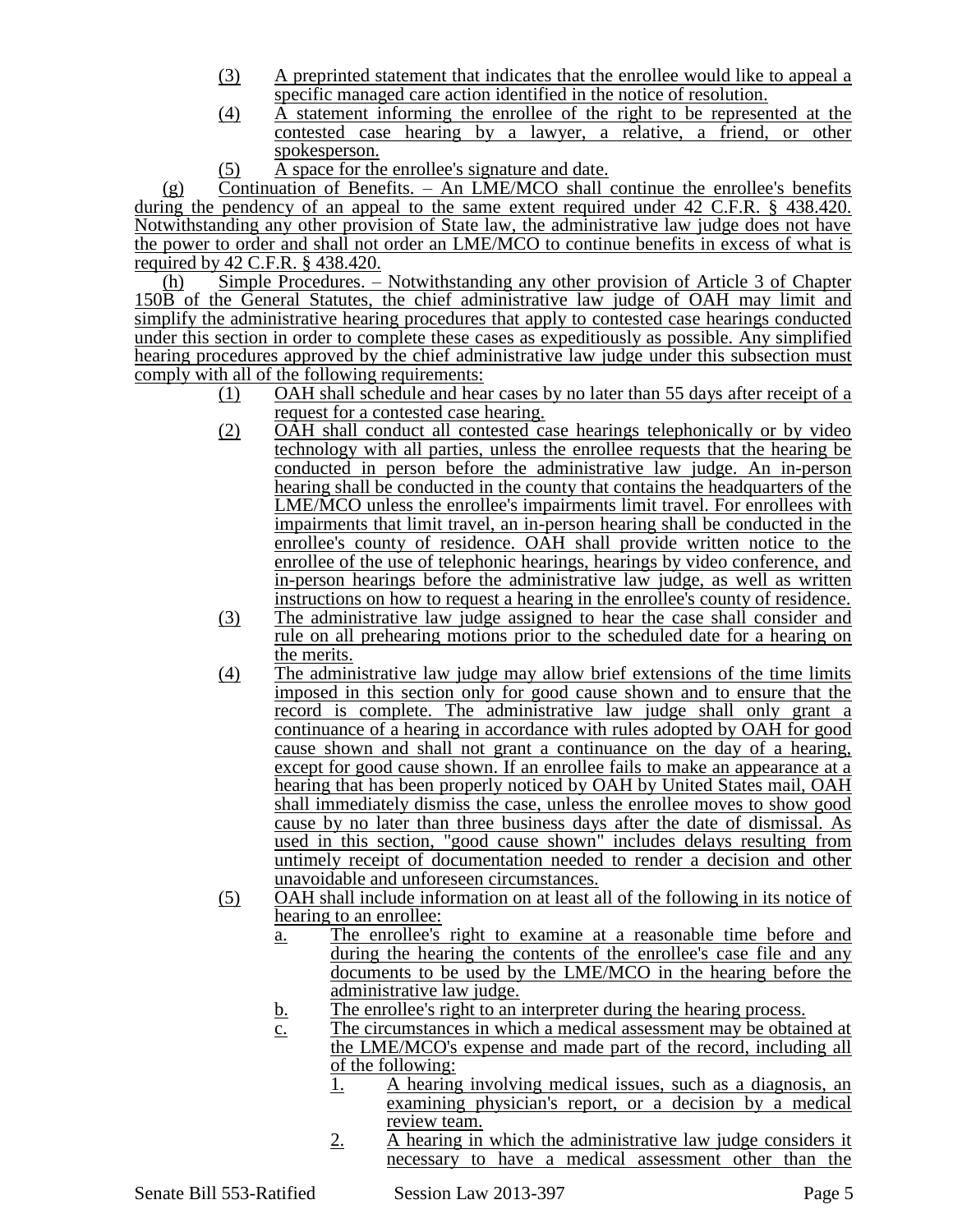(3) A preprinted statement that indicates that the enrollee would like to appeal a specific managed care action identified in the notice of resolution.

(4) A statement informing the enrollee of the right to be represented at the contested case hearing by a lawyer, a relative, a friend, or other spokesperson.

(5) A space for the enrollee's signature and date.

(g) Continuation of Benefits. – An LME/MCO shall continue the enrollee's benefits during the pendency of an appeal to the same extent required under 42 C.F.R. § 438.420. Notwithstanding any other provision of State law, the administrative law judge does not have the power to order and shall not order an LME/MCO to continue benefits in excess of what is required by 42 C.F.R. § 438.420.

(h) Simple Procedures. – Notwithstanding any other provision of Article 3 of Chapter 150B of the General Statutes, the chief administrative law judge of OAH may limit and simplify the administrative hearing procedures that apply to contested case hearings conducted under this section in order to complete these cases as expeditiously as possible. Any simplified hearing procedures approved by the chief administrative law judge under this subsection must comply with all of the following requirements:

(1) OAH shall schedule and hear cases by no later than 55 days after receipt of a request for a contested case hearing.

(2) OAH shall conduct all contested case hearings telephonically or by video technology with all parties, unless the enrollee requests that the hearing be conducted in person before the administrative law judge. An in-person hearing shall be conducted in the county that contains the headquarters of the LME/MCO unless the enrollee's impairments limit travel. For enrollees with impairments that limit travel, an in-person hearing shall be conducted in the enrollee's county of residence. OAH shall provide written notice to the enrollee of the use of telephonic hearings, hearings by video conference, and in-person hearings before the administrative law judge, as well as written instructions on how to request a hearing in the enrollee's county of residence.

(3) The administrative law judge assigned to hear the case shall consider and rule on all prehearing motions prior to the scheduled date for a hearing on the merits.

(4) The administrative law judge may allow brief extensions of the time limits imposed in this section only for good cause shown and to ensure that the record is complete. The administrative law judge shall only grant a continuance of a hearing in accordance with rules adopted by OAH for good cause shown and shall not grant a continuance on the day of a hearing, except for good cause shown. If an enrollee fails to make an appearance at a hearing that has been properly noticed by OAH by United States mail, OAH shall immediately dismiss the case, unless the enrollee moves to show good cause by no later than three business days after the date of dismissal. As used in this section, "good cause shown" includes delays resulting from untimely receipt of documentation needed to render a decision and other unavoidable and unforeseen circumstances.

(5) OAH shall include information on at least all of the following in its notice of hearing to an enrollee:

  a. The enrollee's right to examine at a reasonable time before and during the hearing the contents of the enrollee's case file and any documents to be used by the LME/MCO in the hearing before the administrative law judge.

  b. The enrollee's right to an interpreter during the hearing process.

  c. The circumstances in which a medical assessment may be obtained at the LME/MCO's expense and made part of the record, including all of the following:

    1. A hearing involving medical issues, such as a diagnosis, an examining physician's report, or a decision by a medical review team.

    2. A hearing in which the administrative law judge considers it necessary to have a medical assessment other than the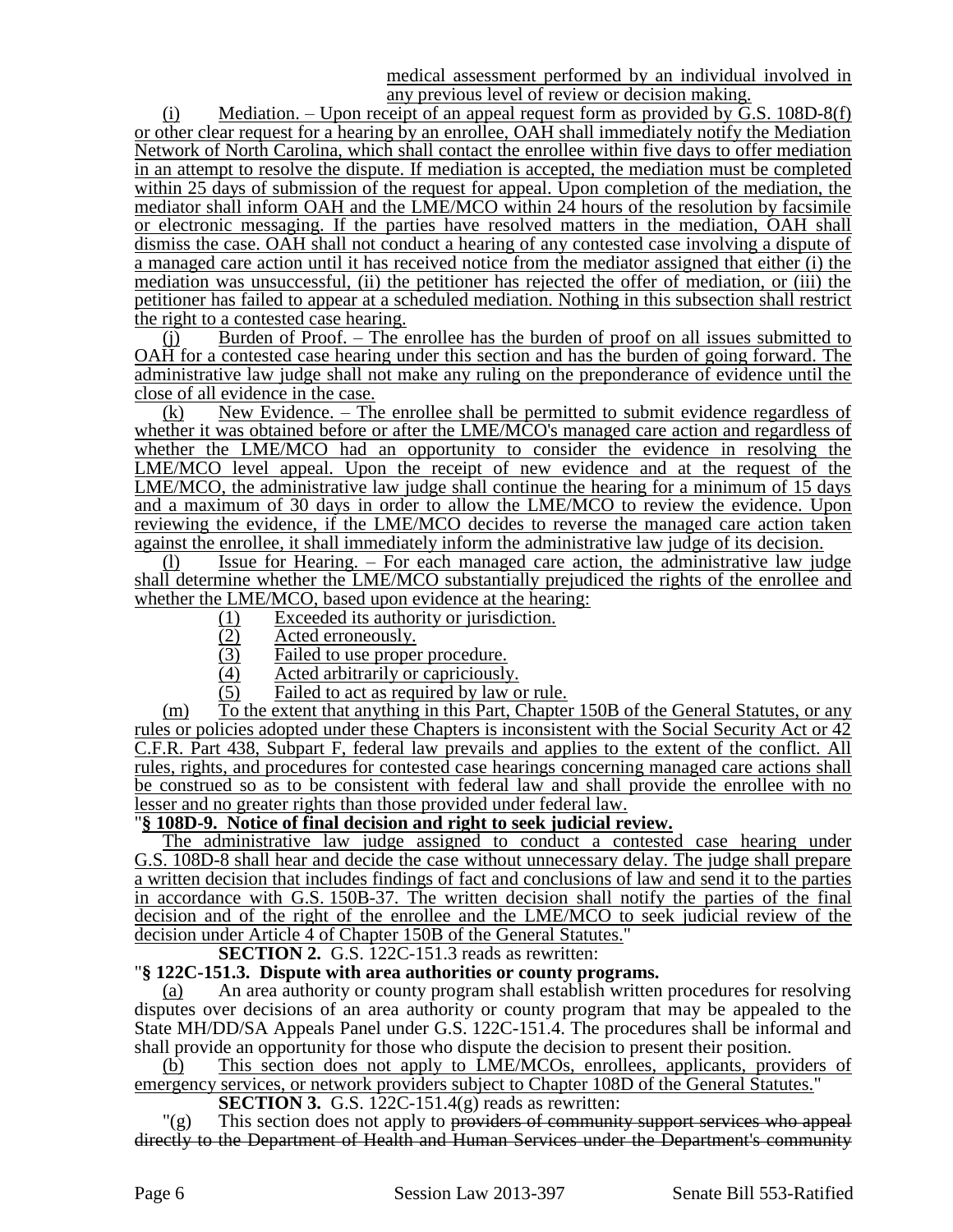medical assessment performed by an individual involved in any previous level of review or decision making.

(i) Mediation. – Upon receipt of an appeal request form as provided by G.S. 108D-8(f) or other clear request for a hearing by an enrollee, OAH shall immediately notify the Mediation Network of North Carolina, which shall contact the enrollee within five days to offer mediation in an attempt to resolve the dispute. If mediation is accepted, the mediation must be completed within 25 days of submission of the request for appeal. Upon completion of the mediation, the mediator shall inform OAH and the LME/MCO within 24 hours of the resolution by facsimile or electronic messaging. If the parties have resolved matters in the mediation, OAH shall dismiss the case. OAH shall not conduct a hearing of any contested case involving a dispute of a managed care action until it has received notice from the mediator assigned that either (i) the mediation was unsuccessful, (ii) the petitioner has rejected the offer of mediation, or (iii) the petitioner has failed to appear at a scheduled mediation. Nothing in this subsection shall restrict the right to a contested case hearing.

(j) Burden of Proof. – The enrollee has the burden of proof on all issues submitted to OAH for a contested case hearing under this section and has the burden of going forward. The administrative law judge shall not make any ruling on the preponderance of evidence until the close of all evidence in the case.

(k) New Evidence. – The enrollee shall be permitted to submit evidence regardless of whether it was obtained before or after the LME/MCO's managed care action and regardless of whether the LME/MCO had an opportunity to consider the evidence in resolving the LME/MCO level appeal. Upon the receipt of new evidence and at the request of the LME/MCO, the administrative law judge shall continue the hearing for a minimum of 15 days and a maximum of 30 days in order to allow the LME/MCO to review the evidence. Upon reviewing the evidence, if the LME/MCO decides to reverse the managed care action taken against the enrollee, it shall immediately inform the administrative law judge of its decision.

(l) Issue for Hearing. – For each managed care action, the administrative law judge shall determine whether the LME/MCO substantially prejudiced the rights of the enrollee and whether the LME/MCO, based upon evidence at the hearing:

(1) Exceeded its authority or jurisdiction.
(2) Acted erroneously.
(3) Failed to use proper procedure.
(4) Acted arbitrarily or capriciously.
(5) Failed to act as required by law or rule.

(m) To the extent that anything in this Part, Chapter 150B of the General Statutes, or any rules or policies adopted under these Chapters is inconsistent with the Social Security Act or 42 C.F.R. Part 438, Subpart F, federal law prevails and applies to the extent of the conflict. All rules, rights, and procedures for contested case hearings concerning managed care actions shall be construed so as to be consistent with federal law and shall provide the enrollee with no lesser and no greater rights than those provided under federal law.

"**§ 108D-9. Notice of final decision and right to seek judicial review.**

The administrative law judge assigned to conduct a contested case hearing under G.S. 108D-8 shall hear and decide the case without unnecessary delay. The judge shall prepare a written decision that includes findings of fact and conclusions of law and send it to the parties in accordance with G.S. 150B-37. The written decision shall notify the parties of the final decision and of the right of the enrollee and the LME/MCO to seek judicial review of the decision under Article 4 of Chapter 150B of the General Statutes."

**SECTION 2.** G.S. 122C-151.3 reads as rewritten:

"**§ 122C-151.3. Dispute with area authorities or county programs.**

(a) An area authority or county program shall establish written procedures for resolving disputes over decisions of an area authority or county program that may be appealed to the State MH/DD/SA Appeals Panel under G.S. 122C-151.4. The procedures shall be informal and shall provide an opportunity for those who dispute the decision to present their position.

(b) This section does not apply to LME/MCOs, enrollees, applicants, providers of emergency services, or network providers subject to Chapter 108D of the General Statutes."

**SECTION 3.** G.S. 122C-151.4(g) reads as rewritten:

"(g) This section does not apply to ~~providers of community support services who appeal directly to the Department of Health and Human Services under the Department's community~~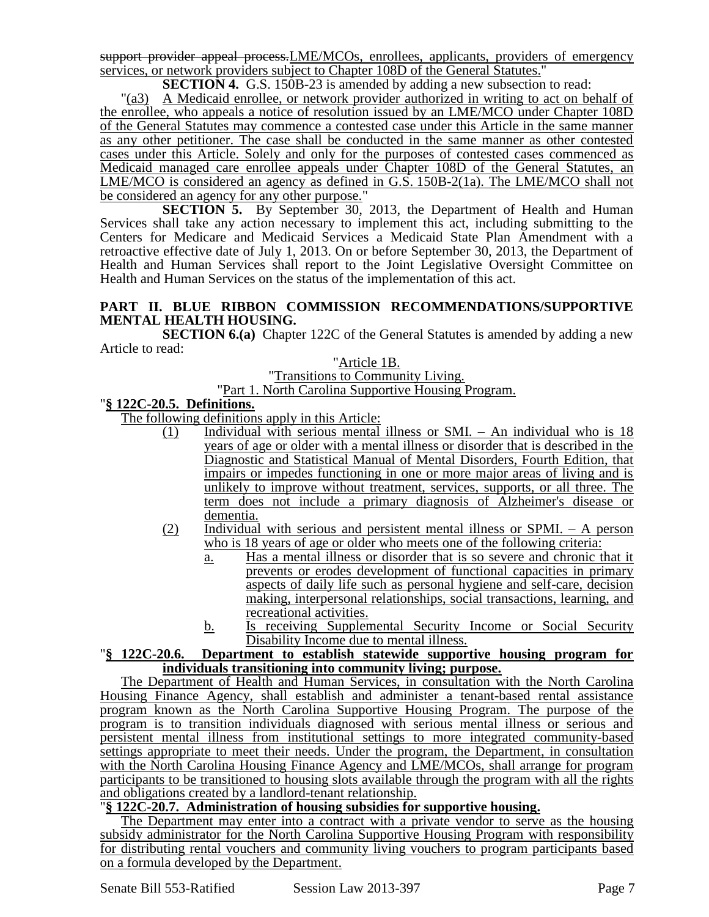support provider appeal process.LME/MCOs, enrollees, applicants, providers of emergency services, or network providers subject to Chapter 108D of the General Statutes."

**SECTION 4.** G.S. 150B-23 is amended by adding a new subsection to read:

"(a3) A Medicaid enrollee, or network provider authorized in writing to act on behalf of the enrollee, who appeals a notice of resolution issued by an LME/MCO under Chapter 108D of the General Statutes may commence a contested case under this Article in the same manner as any other petitioner. The case shall be conducted in the same manner as other contested cases under this Article. Solely and only for the purposes of contested cases commenced as Medicaid managed care enrollee appeals under Chapter 108D of the General Statutes, an LME/MCO is considered an agency as defined in G.S. 150B-2(1a). The LME/MCO shall not be considered an agency for any other purpose."

**SECTION 5.** By September 30, 2013, the Department of Health and Human Services shall take any action necessary to implement this act, including submitting to the Centers for Medicare and Medicaid Services a Medicaid State Plan Amendment with a retroactive effective date of July 1, 2013. On or before September 30, 2013, the Department of Health and Human Services shall report to the Joint Legislative Oversight Committee on Health and Human Services on the status of the implementation of this act.

**PART II. BLUE RIBBON COMMISSION RECOMMENDATIONS/SUPPORTIVE MENTAL HEALTH HOUSING.**

**SECTION 6.(a)** Chapter 122C of the General Statutes is amended by adding a new Article to read:

"Article 1B.

"Transitions to Community Living.

"Part 1. North Carolina Supportive Housing Program.

"**§ 122C-20.5. Definitions.**

The following definitions apply in this Article:

(1) Individual with serious mental illness or SMI. – An individual who is 18 years of age or older with a mental illness or disorder that is described in the Diagnostic and Statistical Manual of Mental Disorders, Fourth Edition, that impairs or impedes functioning in one or more major areas of living and is unlikely to improve without treatment, services, supports, or all three. The term does not include a primary diagnosis of Alzheimer's disease or dementia.

(2) Individual with serious and persistent mental illness or SPMI. – A person who is 18 years of age or older who meets one of the following criteria:

a. Has a mental illness or disorder that is so severe and chronic that it prevents or erodes development of functional capacities in primary aspects of daily life such as personal hygiene and self-care, decision making, interpersonal relationships, social transactions, learning, and recreational activities.

b. Is receiving Supplemental Security Income or Social Security Disability Income due to mental illness.

"**§ 122C-20.6. Department to establish statewide supportive housing program for individuals transitioning into community living; purpose.**

The Department of Health and Human Services, in consultation with the North Carolina Housing Finance Agency, shall establish and administer a tenant-based rental assistance program known as the North Carolina Supportive Housing Program. The purpose of the program is to transition individuals diagnosed with serious mental illness or serious and persistent mental illness from institutional settings to more integrated community-based settings appropriate to meet their needs. Under the program, the Department, in consultation with the North Carolina Housing Finance Agency and LME/MCOs, shall arrange for program participants to be transitioned to housing slots available through the program with all the rights and obligations created by a landlord-tenant relationship.

"**§ 122C-20.7. Administration of housing subsidies for supportive housing.**

The Department may enter into a contract with a private vendor to serve as the housing subsidy administrator for the North Carolina Supportive Housing Program with responsibility for distributing rental vouchers and community living vouchers to program participants based on a formula developed by the Department.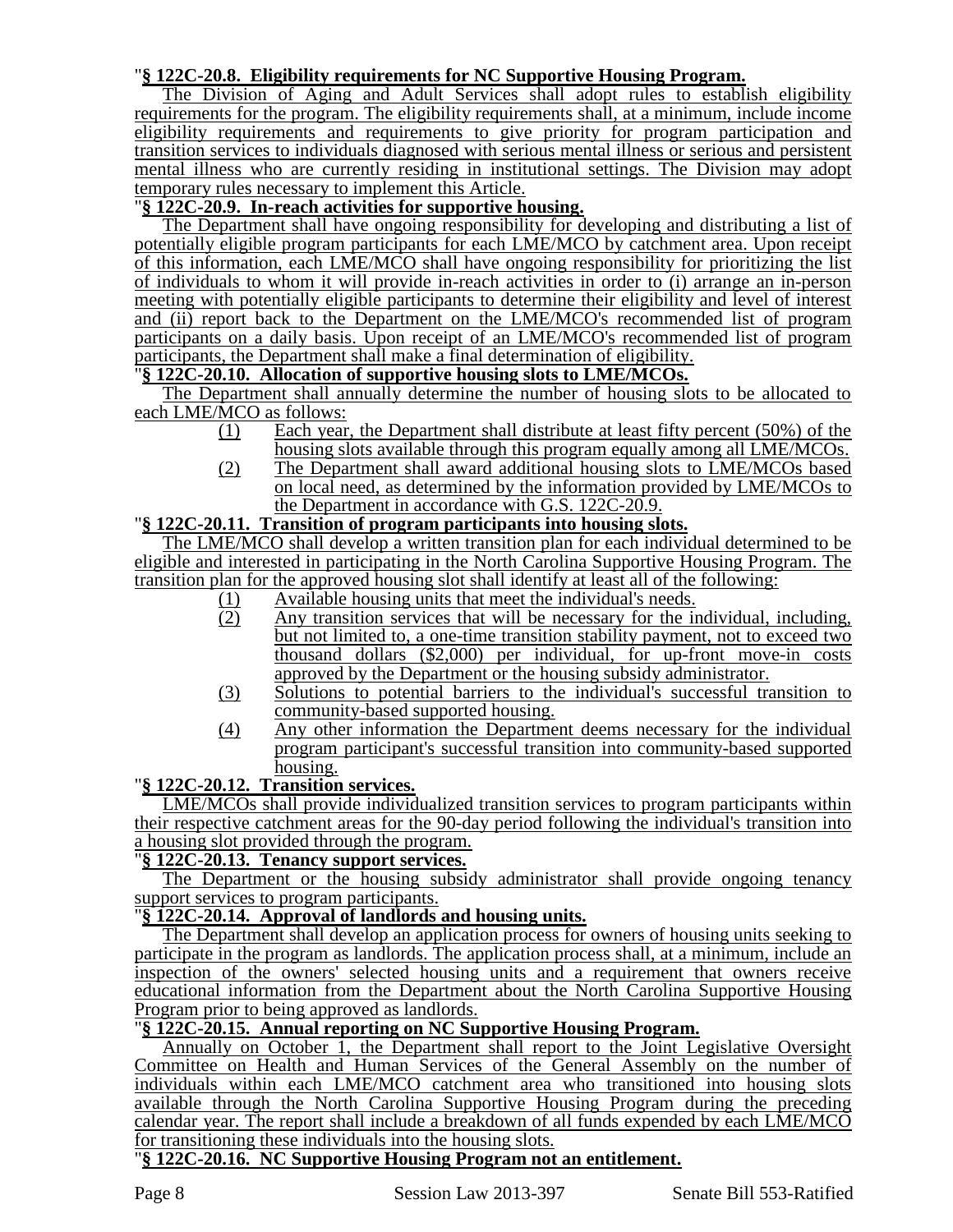"**§ 122C-20.8. Eligibility requirements for NC Supportive Housing Program.**

The Division of Aging and Adult Services shall adopt rules to establish eligibility requirements for the program. The eligibility requirements shall, at a minimum, include income eligibility requirements and requirements to give priority for program participation and transition services to individuals diagnosed with serious mental illness or serious and persistent mental illness who are currently residing in institutional settings. The Division may adopt temporary rules necessary to implement this Article.

"**§ 122C-20.9. In-reach activities for supportive housing.**

The Department shall have ongoing responsibility for developing and distributing a list of potentially eligible program participants for each LME/MCO by catchment area. Upon receipt of this information, each LME/MCO shall have ongoing responsibility for prioritizing the list of individuals to whom it will provide in-reach activities in order to (i) arrange an in-person meeting with potentially eligible participants to determine their eligibility and level of interest and (ii) report back to the Department on the LME/MCO's recommended list of program participants on a daily basis. Upon receipt of an LME/MCO's recommended list of program participants, the Department shall make a final determination of eligibility.

"**§ 122C-20.10. Allocation of supportive housing slots to LME/MCOs.**

The Department shall annually determine the number of housing slots to be allocated to each LME/MCO as follows:

(1) Each year, the Department shall distribute at least fifty percent (50%) of the housing slots available through this program equally among all LME/MCOs.

(2) The Department shall award additional housing slots to LME/MCOs based on local need, as determined by the information provided by LME/MCOs to the Department in accordance with G.S. 122C-20.9.

"**§ 122C-20.11. Transition of program participants into housing slots.**

The LME/MCO shall develop a written transition plan for each individual determined to be eligible and interested in participating in the North Carolina Supportive Housing Program. The transition plan for the approved housing slot shall identify at least all of the following:

(1) Available housing units that meet the individual's needs.

(2) Any transition services that will be necessary for the individual, including, but not limited to, a one-time transition stability payment, not to exceed two thousand dollars ($2,000) per individual, for up-front move-in costs approved by the Department or the housing subsidy administrator.

(3) Solutions to potential barriers to the individual's successful transition to community-based supported housing.

(4) Any other information the Department deems necessary for the individual program participant's successful transition into community-based supported housing.

"**§ 122C-20.12. Transition services.**

LME/MCOs shall provide individualized transition services to program participants within their respective catchment areas for the 90-day period following the individual's transition into a housing slot provided through the program.

"**§ 122C-20.13. Tenancy support services.**

The Department or the housing subsidy administrator shall provide ongoing tenancy support services to program participants.

"**§ 122C-20.14. Approval of landlords and housing units.**

The Department shall develop an application process for owners of housing units seeking to participate in the program as landlords. The application process shall, at a minimum, include an inspection of the owners' selected housing units and a requirement that owners receive educational information from the Department about the North Carolina Supportive Housing Program prior to being approved as landlords.

"**§ 122C-20.15. Annual reporting on NC Supportive Housing Program.**

Annually on October 1, the Department shall report to the Joint Legislative Oversight Committee on Health and Human Services of the General Assembly on the number of individuals within each LME/MCO catchment area who transitioned into housing slots available through the North Carolina Supportive Housing Program during the preceding calendar year. The report shall include a breakdown of all funds expended by each LME/MCO for transitioning these individuals into the housing slots.

"**§ 122C-20.16. NC Supportive Housing Program not an entitlement.**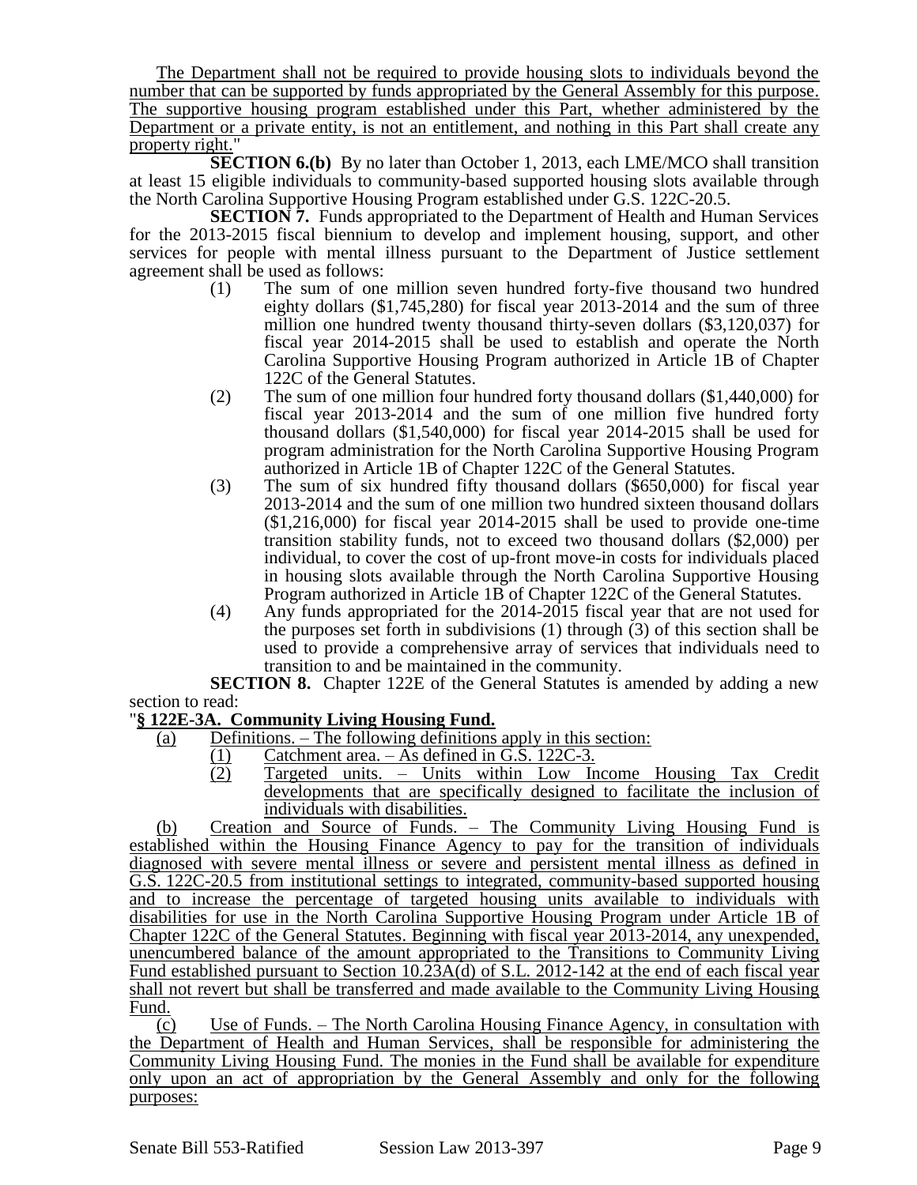The Department shall not be required to provide housing slots to individuals beyond the number that can be supported by funds appropriated by the General Assembly for this purpose. The supportive housing program established under this Part, whether administered by the Department or a private entity, is not an entitlement, and nothing in this Part shall create any property right."

**SECTION 6.(b)** By no later than October 1, 2013, each LME/MCO shall transition at least 15 eligible individuals to community-based supported housing slots available through the North Carolina Supportive Housing Program established under G.S. 122C-20.5.

**SECTION 7.** Funds appropriated to the Department of Health and Human Services for the 2013-2015 fiscal biennium to develop and implement housing, support, and other services for people with mental illness pursuant to the Department of Justice settlement agreement shall be used as follows:

(1) The sum of one million seven hundred forty-five thousand two hundred eighty dollars ($1,745,280) for fiscal year 2013-2014 and the sum of three million one hundred twenty thousand thirty-seven dollars ($3,120,037) for fiscal year 2014-2015 shall be used to establish and operate the North Carolina Supportive Housing Program authorized in Article 1B of Chapter 122C of the General Statutes.

(2) The sum of one million four hundred forty thousand dollars ($1,440,000) for fiscal year 2013-2014 and the sum of one million five hundred forty thousand dollars ($1,540,000) for fiscal year 2014-2015 shall be used for program administration for the North Carolina Supportive Housing Program authorized in Article 1B of Chapter 122C of the General Statutes.

(3) The sum of six hundred fifty thousand dollars ($650,000) for fiscal year 2013-2014 and the sum of one million two hundred sixteen thousand dollars ($1,216,000) for fiscal year 2014-2015 shall be used to provide one-time transition stability funds, not to exceed two thousand dollars ($2,000) per individual, to cover the cost of up-front move-in costs for individuals placed in housing slots available through the North Carolina Supportive Housing Program authorized in Article 1B of Chapter 122C of the General Statutes.

(4) Any funds appropriated for the 2014-2015 fiscal year that are not used for the purposes set forth in subdivisions (1) through (3) of this section shall be used to provide a comprehensive array of services that individuals need to transition to and be maintained in the community.

**SECTION 8.** Chapter 122E of the General Statutes is amended by adding a new section to read:

"**§ 122E-3A. Community Living Housing Fund.**

(a) Definitions. – The following definitions apply in this section:

(1) Catchment area. – As defined in G.S. 122C-3.

(2) Targeted units. – Units within Low Income Housing Tax Credit developments that are specifically designed to facilitate the inclusion of individuals with disabilities.

(b) Creation and Source of Funds. – The Community Living Housing Fund is established within the Housing Finance Agency to pay for the transition of individuals diagnosed with severe mental illness or severe and persistent mental illness as defined in G.S. 122C-20.5 from institutional settings to integrated, community-based supported housing and to increase the percentage of targeted housing units available to individuals with disabilities for use in the North Carolina Supportive Housing Program under Article 1B of Chapter 122C of the General Statutes. Beginning with fiscal year 2013-2014, any unexpended, unencumbered balance of the amount appropriated to the Transitions to Community Living Fund established pursuant to Section 10.23A(d) of S.L. 2012-142 at the end of each fiscal year shall not revert but shall be transferred and made available to the Community Living Housing Fund.

(c) Use of Funds. – The North Carolina Housing Finance Agency, in consultation with the Department of Health and Human Services, shall be responsible for administering the Community Living Housing Fund. The monies in the Fund shall be available for expenditure only upon an act of appropriation by the General Assembly and only for the following purposes: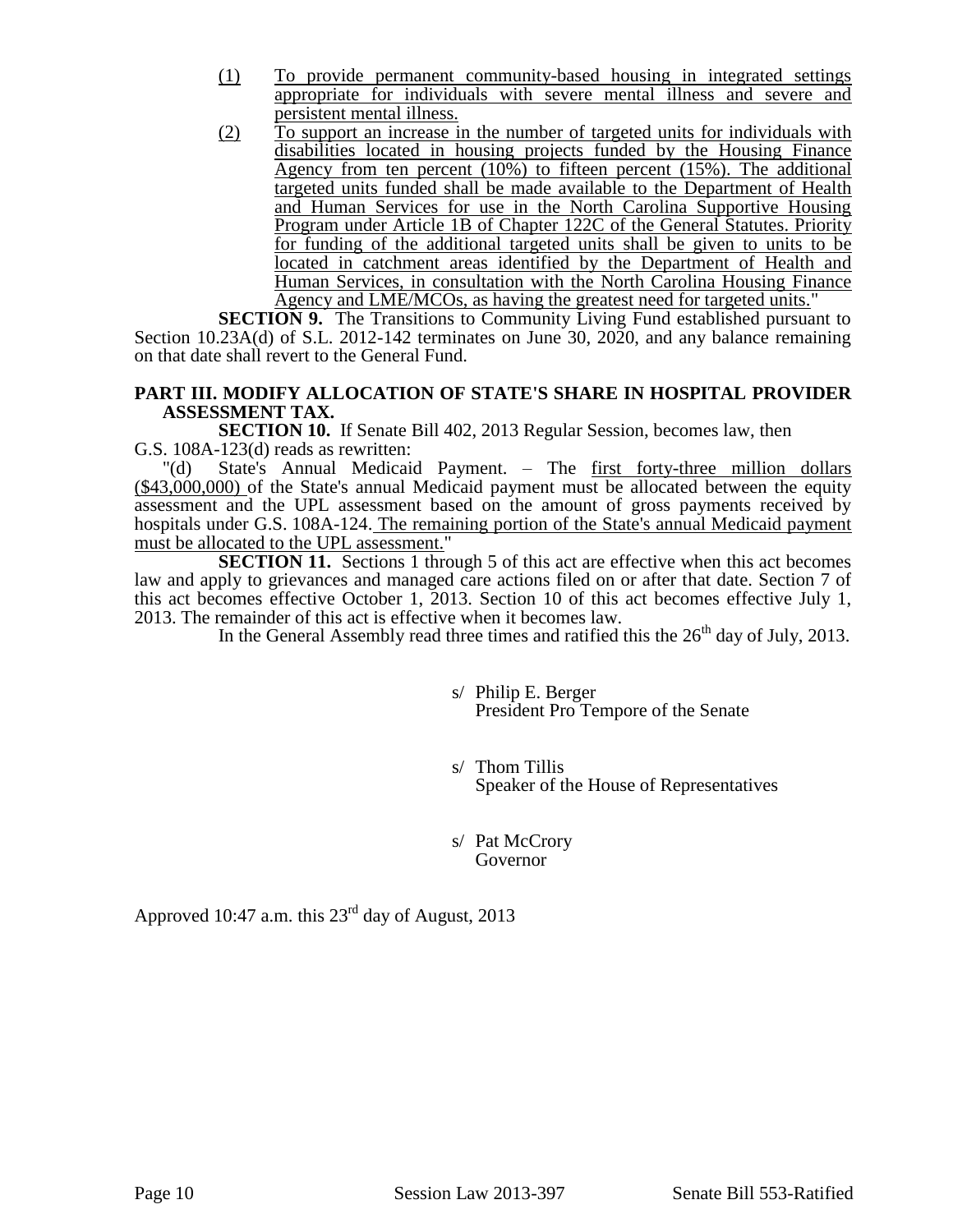(1) To provide permanent community-based housing in integrated settings appropriate for individuals with severe mental illness and severe and persistent mental illness.

(2) To support an increase in the number of targeted units for individuals with disabilities located in housing projects funded by the Housing Finance Agency from ten percent (10%) to fifteen percent (15%). The additional targeted units funded shall be made available to the Department of Health and Human Services for use in the North Carolina Supportive Housing Program under Article 1B of Chapter 122C of the General Statutes. Priority for funding of the additional targeted units shall be given to units to be located in catchment areas identified by the Department of Health and Human Services, in consultation with the North Carolina Housing Finance Agency and LME/MCOs, as having the greatest need for targeted units."

**SECTION 9.** The Transitions to Community Living Fund established pursuant to Section 10.23A(d) of S.L. 2012-142 terminates on June 30, 2020, and any balance remaining on that date shall revert to the General Fund.

**PART III. MODIFY ALLOCATION OF STATE'S SHARE IN HOSPITAL PROVIDER ASSESSMENT TAX.**

**SECTION 10.** If Senate Bill 402, 2013 Regular Session, becomes law, then G.S. 108A-123(d) reads as rewritten:

"(d) State's Annual Medicaid Payment. – The first forty-three million dollars ($43,000,000) of the State's annual Medicaid payment must be allocated between the equity assessment and the UPL assessment based on the amount of gross payments received by hospitals under G.S. 108A-124. The remaining portion of the State's annual Medicaid payment must be allocated to the UPL assessment."

**SECTION 11.** Sections 1 through 5 of this act are effective when this act becomes law and apply to grievances and managed care actions filed on or after that date. Section 7 of this act becomes effective October 1, 2013. Section 10 of this act becomes effective July 1, 2013. The remainder of this act is effective when it becomes law.

In the General Assembly read three times and ratified this the 26th day of July, 2013.

s/ Philip E. Berger
President Pro Tempore of the Senate

s/ Thom Tillis
Speaker of the House of Representatives

s/ Pat McCrory
Governor

Approved 10:47 a.m. this 23rd day of August, 2013